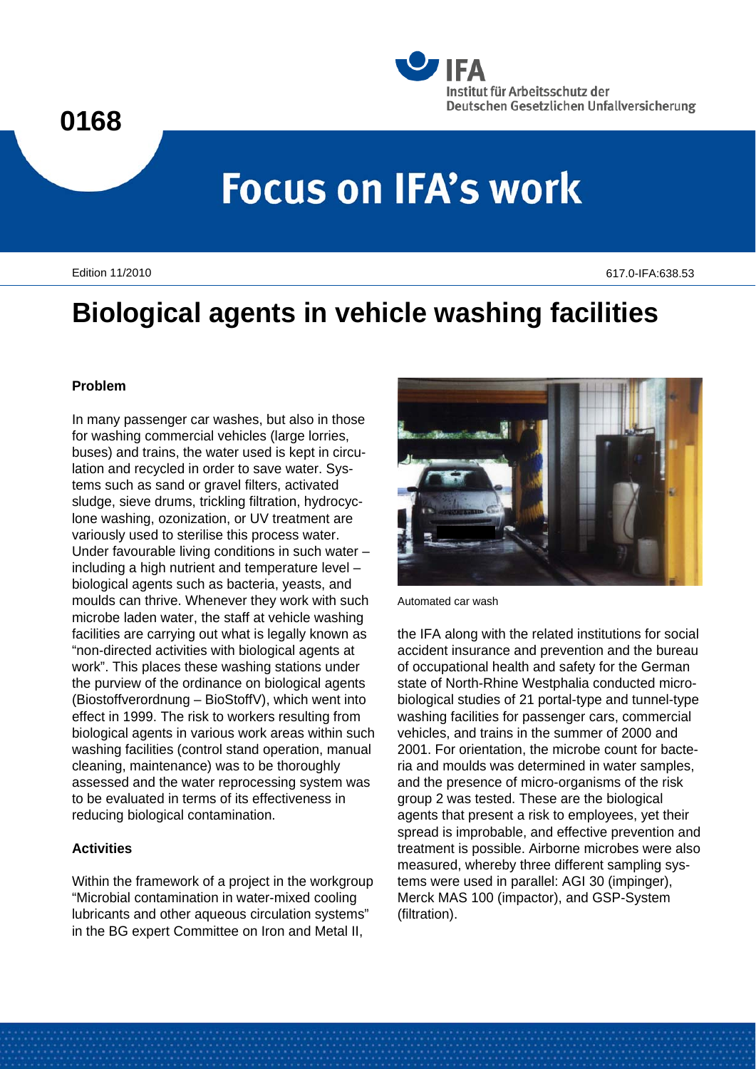0168

# Focus on IFA's work

Edition 11/2010

617.0-IFA:638.53

# Biological agents in vehicle washing facilities

### Problem

In many passenger car washes, but also in those for washing commercial vehicles (large lorries, buses) and trains, the water used is kept in circulation and recycled in order to save water. Systems such as sand or gravel filters, activated sludge, sieve drums, trickling filtration, hydrocyclone washing, ozonization, or UV treatment are variously used to sterilise this process water. Under favourable living conditions in such water – including a high nutrient and temperature level – biological agents such as bacteria, yeasts, and moulds can thrive. Whenever they work with such microbe laden water, the staff at vehicle washing facilities are carrying out what is legally known as "non-directed activities with biological agents at work". This places these washing stations under the purview of the ordinance on biological agents (Biostoffverordnung – BioStoffV), which went into effect in 1999. The risk to workers resulting from biological agents in various work areas within such washing facilities (control stand operation, manual cleaning, maintenance) was to be thoroughly assessed and the water reprocessing system was to be evaluated in terms of its effectiveness in reducing biological contamination.

### Activities

Within the framework of a project in the workgroup "Microbial contamination in water-mixed cooling lubricants and other aqueous circulation systems" in the BG expert Committee on Iron and Metal II, the IFA along with the related institutions for social accident insurance and prevention and the bureau of occupational health and safety for the German state of North-Rhine Westphalia conducted microbiological studies of 21 portal-type and tunnel-type washing facilities for passenger cars, commercial vehicles, and trains in the summer of 2000 and 2001. For orientation, the microbe count for bacteria and moulds was determined in water samples, and the presence of micro-organisms of the risk group 2 was tested. These are the biological agents that present a risk to employees, yet their spread is improbable, and effective prevention and treatment is possible. Airborne microbes were also measured, whereby three different sampling systems were used in parallel: AGI 30 (impinger), Merck MAS 100 (impactor), and GSP-System (filtration).

Automated car wash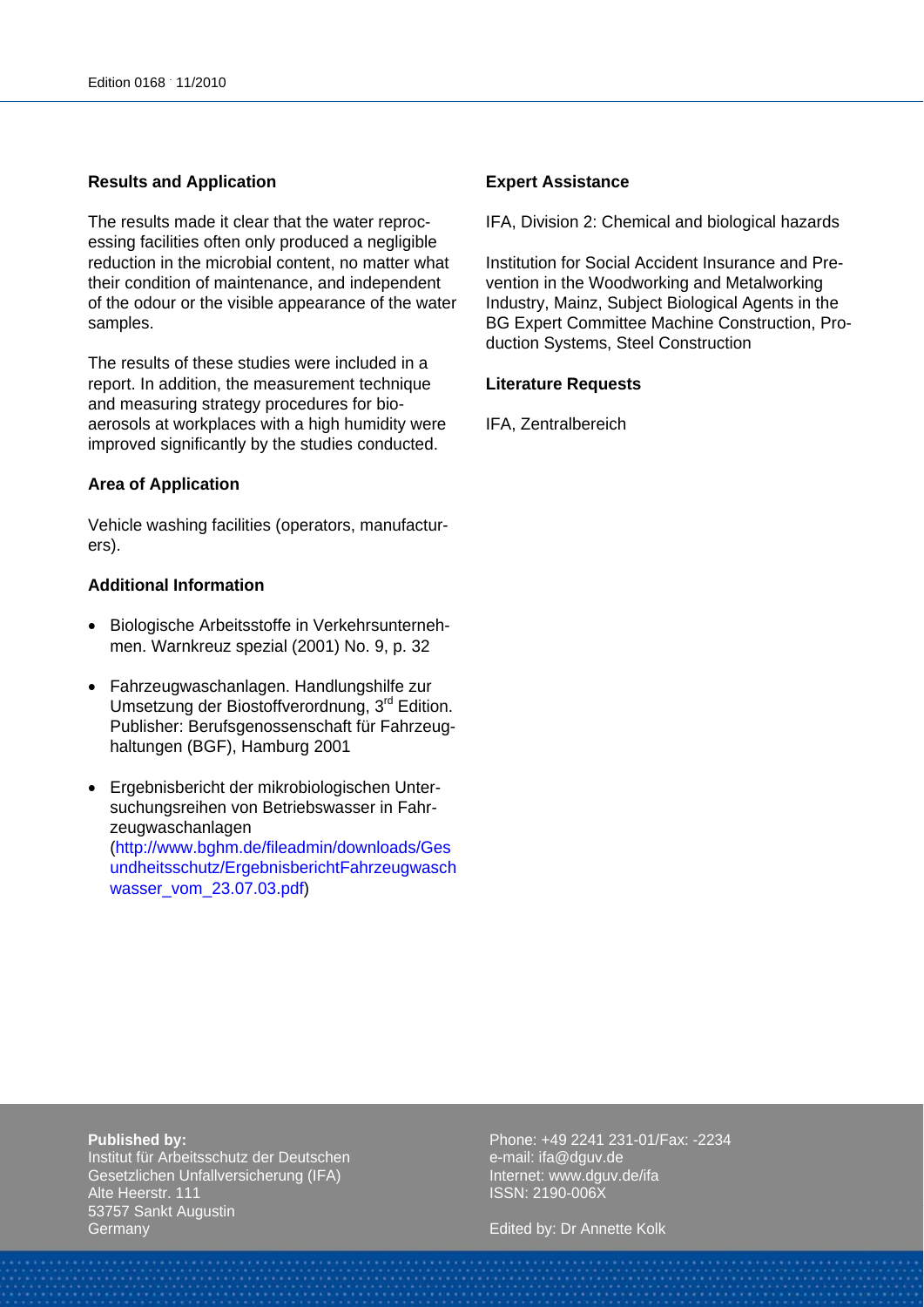## Results and Application

The results made it clear that the water reprocessing facilities often only produced a negligible reduction in the microbial content, no matter what their condition of maintenance, and independent of the odour or the visible appearance of the water samples.

The results of these studies were included in a report. In addition, the measurement technique and measuring strategy procedures for bioaerosols at workplaces with a high humidity were improved significantly by the studies conducted.

## Area of Application

Vehicle washing facilities (operators, manufacturers).

## Additional Information

- Biologische Arbeitsstoffe in Verkehrsunternehmen. Warnkreuz spezial (2001) No. 9, p. 32
- Fahrzeugwaschanlagen. Handlungshilfe zur Umsetzung der Biostoffverordnung, 3rd Edition. Publisher: Berufsgenossenschaft für Fahrzeughaltungen (BGF), Hamburg 2001
- Ergebnisbericht der mikrobiologischen Untersuchungsreihen von Betriebswasser in Fahrzeugwaschanlagen (http://www.bghm.de/fileadmin/downloads/Gesundheitsschutz/ErgebnisberichtFahrzeugwaschwasser_vom_23.07.03.pdf)

## Expert Assistance

IFA, Division 2: Chemical and biological hazards

Institution for Social Accident Insurance and Prevention in the Woodworking and Metalworking Industry, Mainz, Subject Biological Agents in the BG Expert Committee Machine Construction, Production Systems, Steel Construction

## Literature Requests

IFA, Zentralbereich

**Published by:**
Institut für Arbeitsschutz der Deutschen Gesetzlichen Unfallversicherung (IFA)
Alte Heerstr. 111
53757 Sankt Augustin
Germany

Phone: +49 2241 231-01/Fax: -2234
e-mail: ifa@dguv.de
Internet: www.dguv.de/ifa
ISSN: 2190-006X

Edited by: Dr Annette Kolk